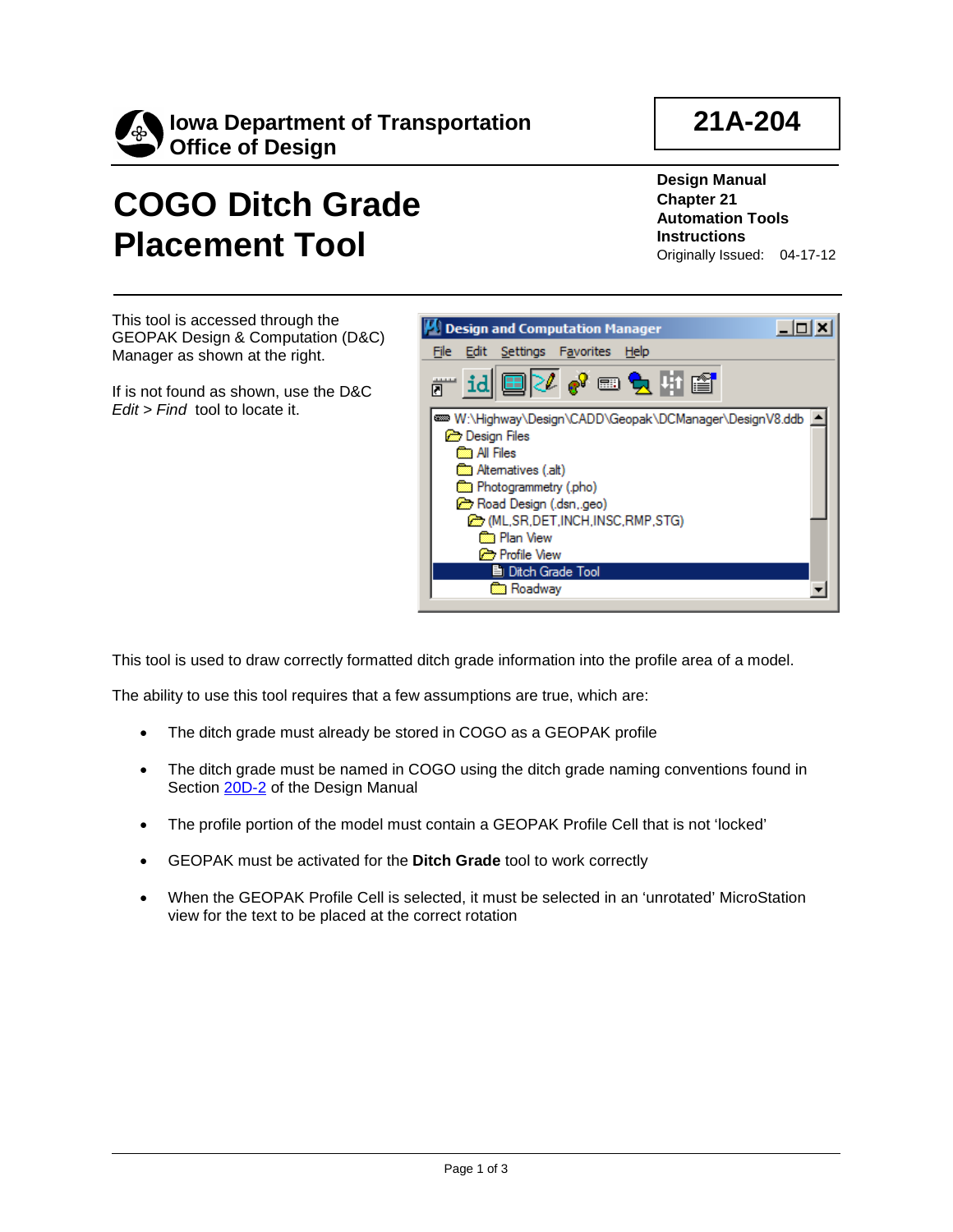Iowa Department of Transportation
Office of Design

**21A-204**

# COGO Ditch Grade Placement Tool

**Design Manual**
**Chapter 21**
**Automation Tools**
**Instructions**
Originally Issued: 04-17-12

This tool is accessed through the GEOPAK Design & Computation (D&C) Manager as shown at the right.

If is not found as shown, use the D&C *Edit > Find* tool to locate it.

This tool is used to draw correctly formatted ditch grade information into the profile area of a model.

The ability to use this tool requires that a few assumptions are true, which are:

- The ditch grade must already be stored in COGO as a GEOPAK profile
- The ditch grade must be named in COGO using the ditch grade naming conventions found in Section 20D-2 of the Design Manual
- The profile portion of the model must contain a GEOPAK Profile Cell that is not 'locked'
- GEOPAK must be activated for the **Ditch Grade** tool to work correctly
- When the GEOPAK Profile Cell is selected, it must be selected in an 'unrotated' MicroStation view for the text to be placed at the correct rotation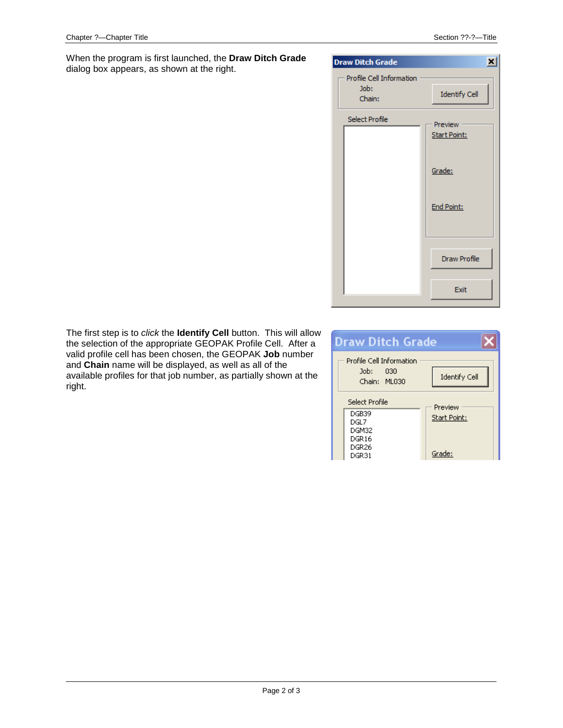When the program is first launched, the **Draw Ditch Grade** dialog box appears, as shown at the right.

The first step is to *click* the **Identify Cell** button. This will allow the selection of the appropriate GEOPAK Profile Cell. After a valid profile cell has been chosen, the GEOPAK **Job** number and **Chain** name will be displayed, as well as all of the available profiles for that job number, as partially shown at the right.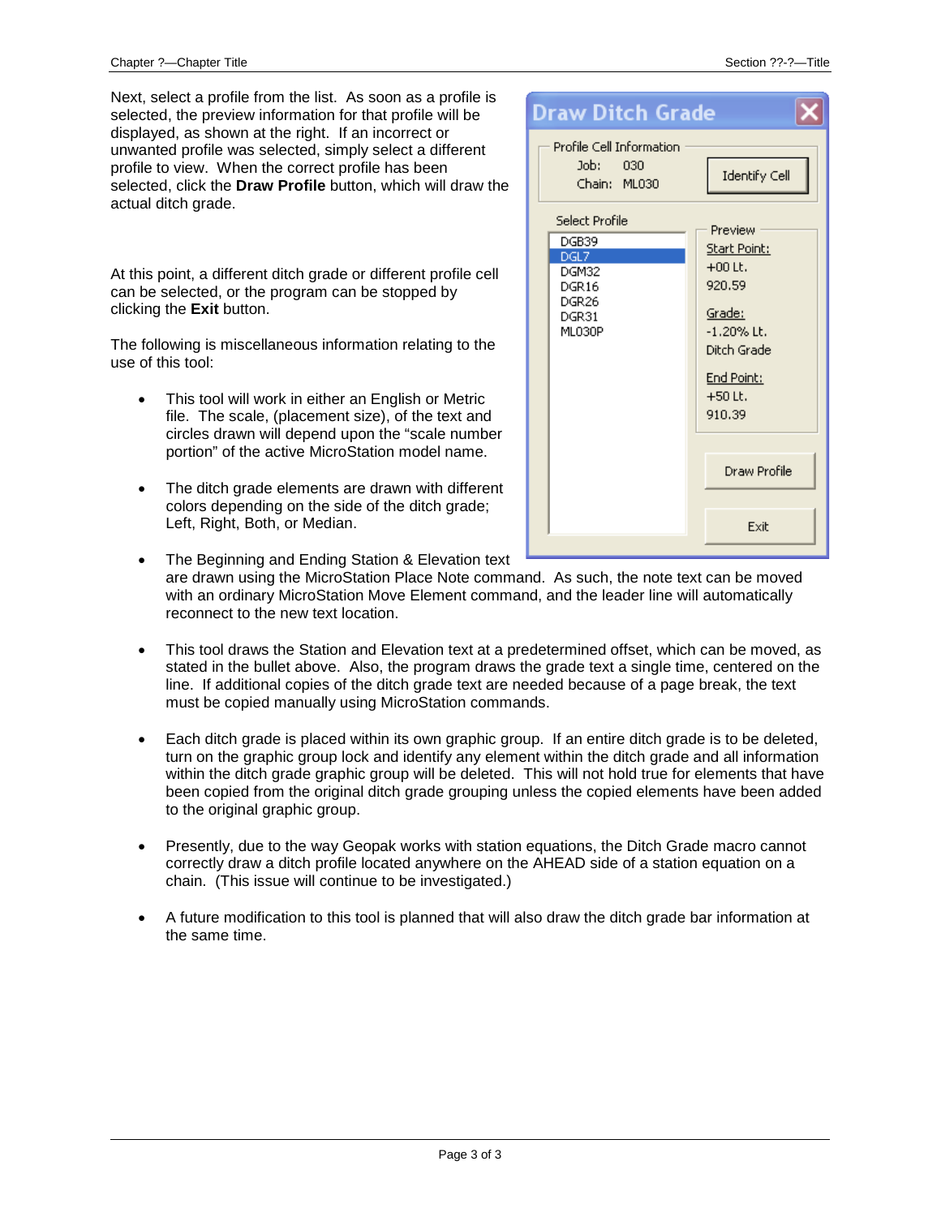Next, select a profile from the list. As soon as a profile is selected, the preview information for that profile will be displayed, as shown at the right. If an incorrect or unwanted profile was selected, simply select a different profile to view. When the correct profile has been selected, click the **Draw Profile** button, which will draw the actual ditch grade.

At this point, a different ditch grade or different profile cell can be selected, or the program can be stopped by clicking the **Exit** button.

The following is miscellaneous information relating to the use of this tool:

- This tool will work in either an English or Metric file. The scale, (placement size), of the text and circles drawn will depend upon the "scale number portion" of the active MicroStation model name.

- The ditch grade elements are drawn with different colors depending on the side of the ditch grade; Left, Right, Both, or Median.

- The Beginning and Ending Station & Elevation text are drawn using the MicroStation Place Note command. As such, the note text can be moved with an ordinary MicroStation Move Element command, and the leader line will automatically reconnect to the new text location.

- This tool draws the Station and Elevation text at a predetermined offset, which can be moved, as stated in the bullet above. Also, the program draws the grade text a single time, centered on the line. If additional copies of the ditch grade text are needed because of a page break, the text must be copied manually using MicroStation commands.

- Each ditch grade is placed within its own graphic group. If an entire ditch grade is to be deleted, turn on the graphic group lock and identify any element within the ditch grade and all information within the ditch grade graphic group will be deleted. This will not hold true for elements that have been copied from the original ditch grade grouping unless the copied elements have been added to the original graphic group.

- Presently, due to the way Geopak works with station equations, the Ditch Grade macro cannot correctly draw a ditch profile located anywhere on the AHEAD side of a station equation on a chain. (This issue will continue to be investigated.)

- A future modification to this tool is planned that will also draw the ditch grade bar information at the same time.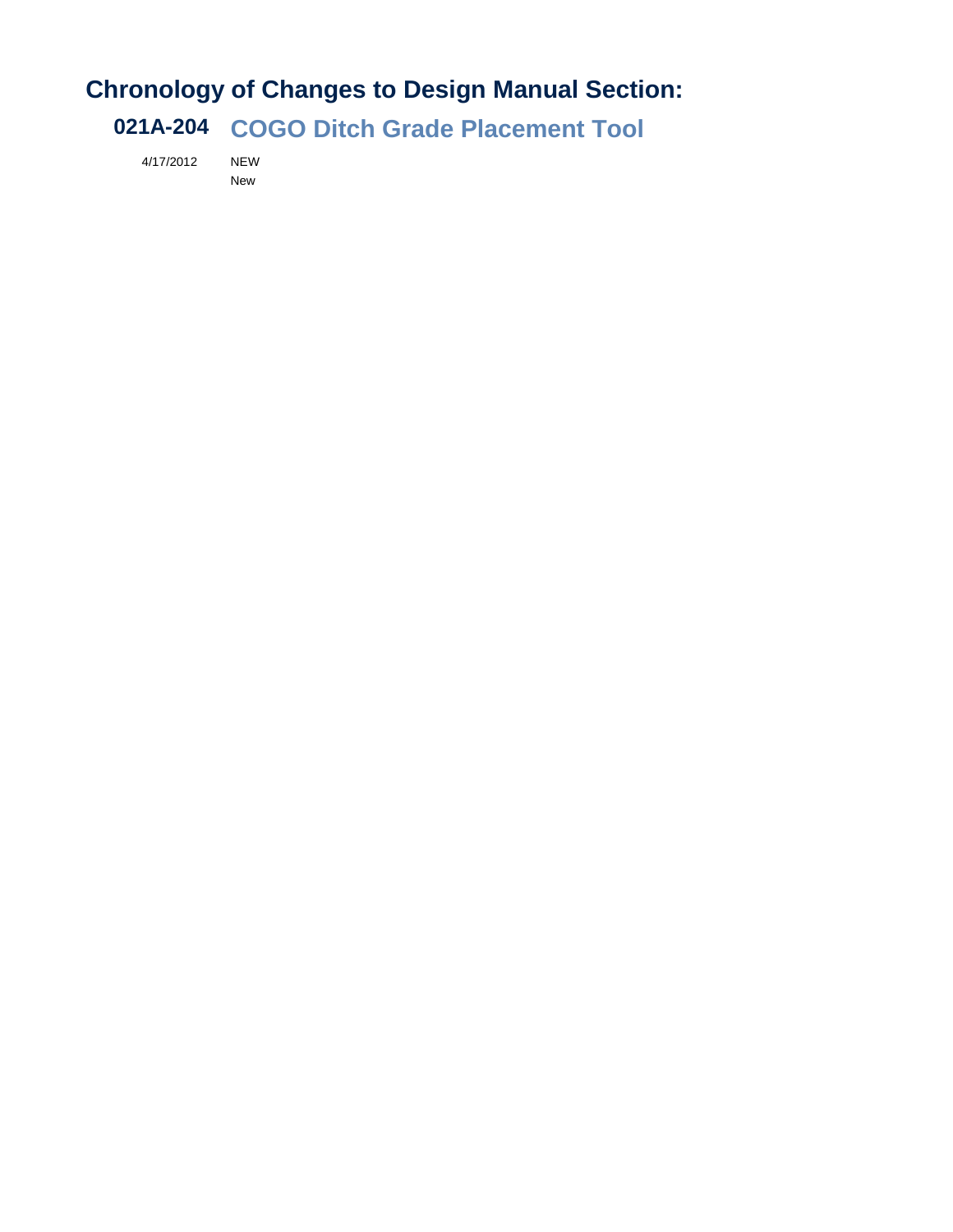# Chronology of Changes to Design Manual Section:

## 021A-204 COGO Ditch Grade Placement Tool

4/17/2012 NEW

New